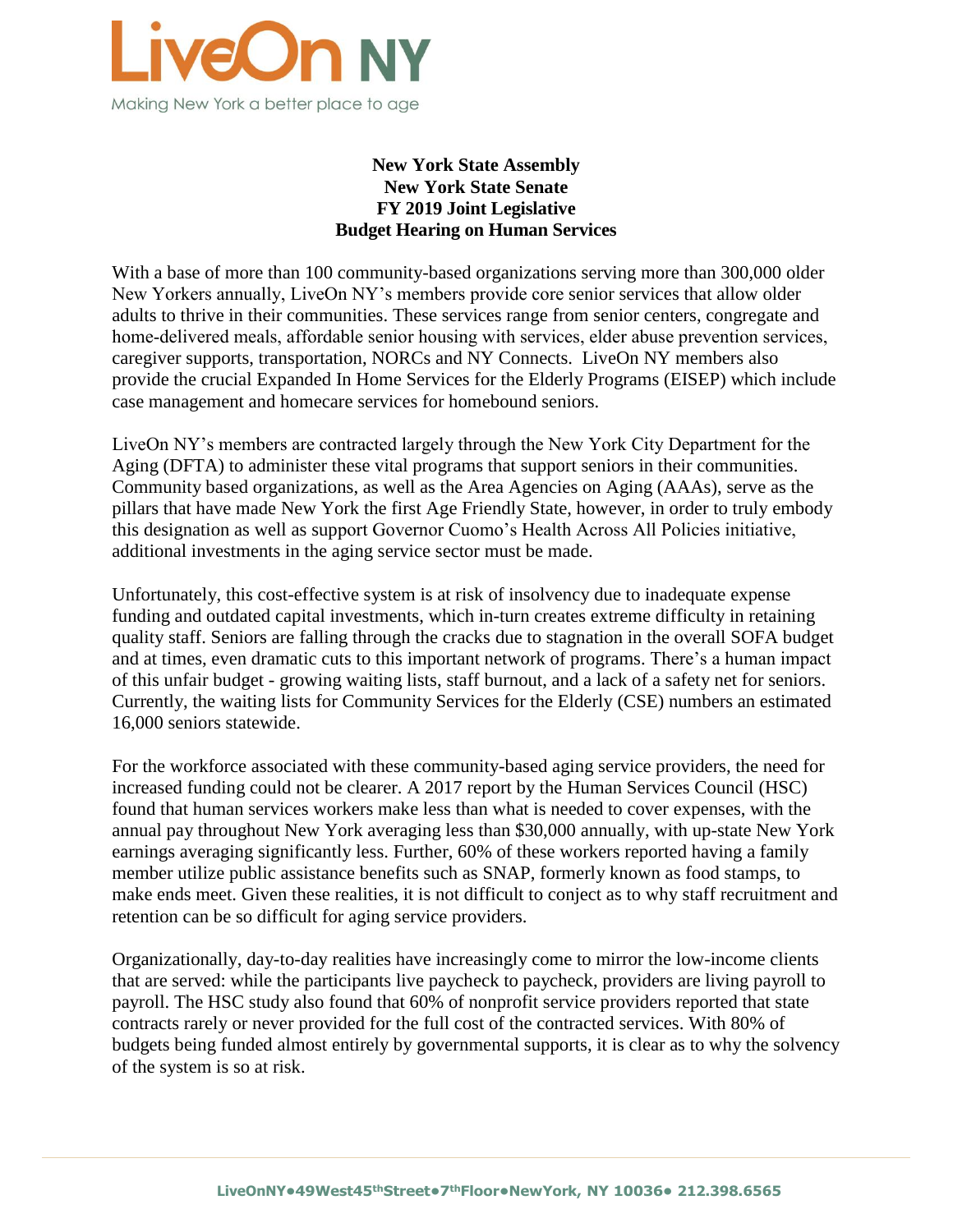LiveOn NY

Making New York a better place to age

**New York State Assembly**
**New York State Senate**
**FY 2019 Joint Legislative**
**Budget Hearing on Human Services**

With a base of more than 100 community-based organizations serving more than 300,000 older New Yorkers annually, LiveOn NY's members provide core senior services that allow older adults to thrive in their communities. These services range from senior centers, congregate and home-delivered meals, affordable senior housing with services, elder abuse prevention services, caregiver supports, transportation, NORCs and NY Connects. LiveOn NY members also provide the crucial Expanded In Home Services for the Elderly Programs (EISEP) which include case management and homecare services for homebound seniors.

LiveOn NY's members are contracted largely through the New York City Department for the Aging (DFTA) to administer these vital programs that support seniors in their communities. Community based organizations, as well as the Area Agencies on Aging (AAAs), serve as the pillars that have made New York the first Age Friendly State, however, in order to truly embody this designation as well as support Governor Cuomo's Health Across All Policies initiative, additional investments in the aging service sector must be made.

Unfortunately, this cost-effective system is at risk of insolvency due to inadequate expense funding and outdated capital investments, which in-turn creates extreme difficulty in retaining quality staff. Seniors are falling through the cracks due to stagnation in the overall SOFA budget and at times, even dramatic cuts to this important network of programs. There's a human impact of this unfair budget - growing waiting lists, staff burnout, and a lack of a safety net for seniors. Currently, the waiting lists for Community Services for the Elderly (CSE) numbers an estimated 16,000 seniors statewide.

For the workforce associated with these community-based aging service providers, the need for increased funding could not be clearer. A 2017 report by the Human Services Council (HSC) found that human services workers make less than what is needed to cover expenses, with the annual pay throughout New York averaging less than $30,000 annually, with up-state New York earnings averaging significantly less. Further, 60% of these workers reported having a family member utilize public assistance benefits such as SNAP, formerly known as food stamps, to make ends meet. Given these realities, it is not difficult to conject as to why staff recruitment and retention can be so difficult for aging service providers.

Organizationally, day-to-day realities have increasingly come to mirror the low-income clients that are served: while the participants live paycheck to paycheck, providers are living payroll to payroll. The HSC study also found that 60% of nonprofit service providers reported that state contracts rarely or never provided for the full cost of the contracted services. With 80% of budgets being funded almost entirely by governmental supports, it is clear as to why the solvency of the system is so at risk.

LiveOnNY•49West45thStreet•7thFloor•NewYork, NY 10036• 212.398.6565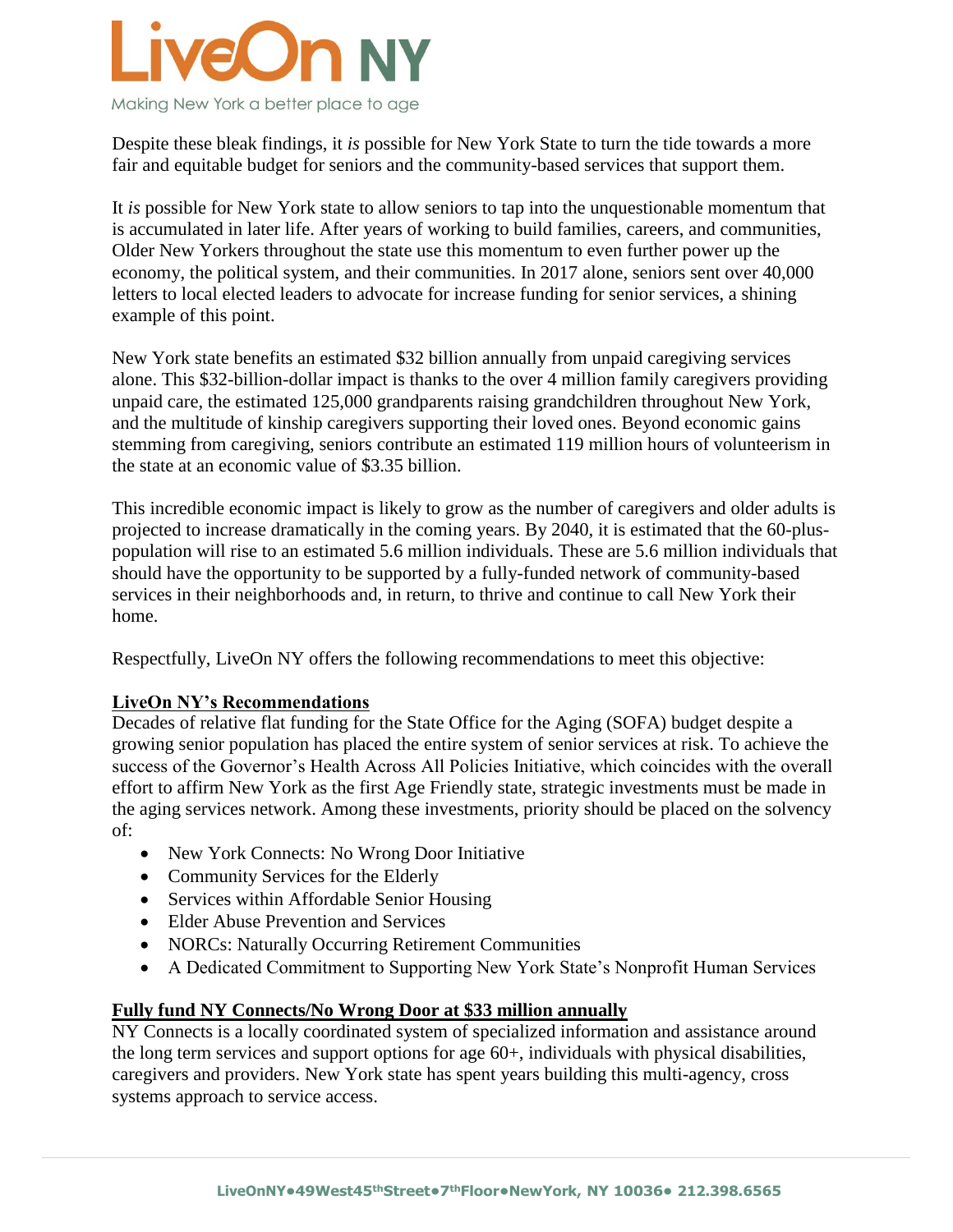Despite these bleak findings, it *is* possible for New York State to turn the tide towards a more fair and equitable budget for seniors and the community-based services that support them.

It *is* possible for New York state to allow seniors to tap into the unquestionable momentum that is accumulated in later life. After years of working to build families, careers, and communities, Older New Yorkers throughout the state use this momentum to even further power up the economy, the political system, and their communities. In 2017 alone, seniors sent over 40,000 letters to local elected leaders to advocate for increase funding for senior services, a shining example of this point.

New York state benefits an estimated $32 billion annually from unpaid caregiving services alone. This $32-billion-dollar impact is thanks to the over 4 million family caregivers providing unpaid care, the estimated 125,000 grandparents raising grandchildren throughout New York, and the multitude of kinship caregivers supporting their loved ones. Beyond economic gains stemming from caregiving, seniors contribute an estimated 119 million hours of volunteerism in the state at an economic value of $3.35 billion.

This incredible economic impact is likely to grow as the number of caregivers and older adults is projected to increase dramatically in the coming years. By 2040, it is estimated that the 60-plus-population will rise to an estimated 5.6 million individuals. These are 5.6 million individuals that should have the opportunity to be supported by a fully-funded network of community-based services in their neighborhoods and, in return, to thrive and continue to call New York their home.

Respectfully, LiveOn NY offers the following recommendations to meet this objective:

**LiveOn NY's Recommendations**

Decades of relative flat funding for the State Office for the Aging (SOFA) budget despite a growing senior population has placed the entire system of senior services at risk. To achieve the success of the Governor's Health Across All Policies Initiative, which coincides with the overall effort to affirm New York as the first Age Friendly state, strategic investments must be made in the aging services network. Among these investments, priority should be placed on the solvency of:

- New York Connects: No Wrong Door Initiative
- Community Services for the Elderly
- Services within Affordable Senior Housing
- Elder Abuse Prevention and Services
- NORCs: Naturally Occurring Retirement Communities
- A Dedicated Commitment to Supporting New York State's Nonprofit Human Services

**Fully fund NY Connects/No Wrong Door at $33 million annually**

NY Connects is a locally coordinated system of specialized information and assistance around the long term services and support options for age 60+, individuals with physical disabilities, caregivers and providers. New York state has spent years building this multi-agency, cross systems approach to service access.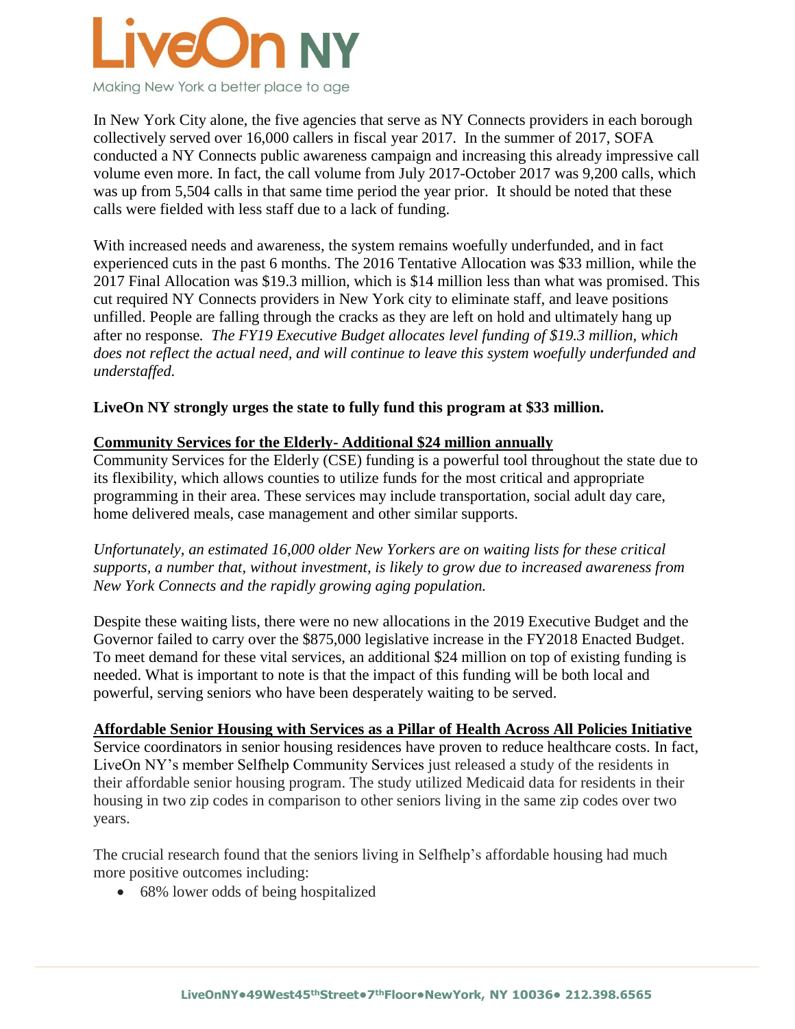In New York City alone, the five agencies that serve as NY Connects providers in each borough collectively served over 16,000 callers in fiscal year 2017. In the summer of 2017, SOFA conducted a NY Connects public awareness campaign and increasing this already impressive call volume even more. In fact, the call volume from July 2017-October 2017 was 9,200 calls, which was up from 5,504 calls in that same time period the year prior. It should be noted that these calls were fielded with less staff due to a lack of funding.

With increased needs and awareness, the system remains woefully underfunded, and in fact experienced cuts in the past 6 months. The 2016 Tentative Allocation was $33 million, while the 2017 Final Allocation was $19.3 million, which is $14 million less than what was promised. This cut required NY Connects providers in New York city to eliminate staff, and leave positions unfilled. People are falling through the cracks as they are left on hold and ultimately hang up after no response. *The FY19 Executive Budget allocates level funding of $19.3 million, which does not reflect the actual need, and will continue to leave this system woefully underfunded and understaffed.*

**LiveOn NY strongly urges the state to fully fund this program at $33 million.**

**Community Services for the Elderly- Additional $24 million annually**

Community Services for the Elderly (CSE) funding is a powerful tool throughout the state due to its flexibility, which allows counties to utilize funds for the most critical and appropriate programming in their area. These services may include transportation, social adult day care, home delivered meals, case management and other similar supports.

*Unfortunately, an estimated 16,000 older New Yorkers are on waiting lists for these critical supports, a number that, without investment, is likely to grow due to increased awareness from New York Connects and the rapidly growing aging population.*

Despite these waiting lists, there were no new allocations in the 2019 Executive Budget and the Governor failed to carry over the $875,000 legislative increase in the FY2018 Enacted Budget. To meet demand for these vital services, an additional $24 million on top of existing funding is needed. What is important to note is that the impact of this funding will be both local and powerful, serving seniors who have been desperately waiting to be served.

**Affordable Senior Housing with Services as a Pillar of Health Across All Policies Initiative**

Service coordinators in senior housing residences have proven to reduce healthcare costs. In fact, LiveOn NY's member Selfhelp Community Services just released a study of the residents in their affordable senior housing program. The study utilized Medicaid data for residents in their housing in two zip codes in comparison to other seniors living in the same zip codes over two years.

The crucial research found that the seniors living in Selfhelp's affordable housing had much more positive outcomes including:

- 68% lower odds of being hospitalized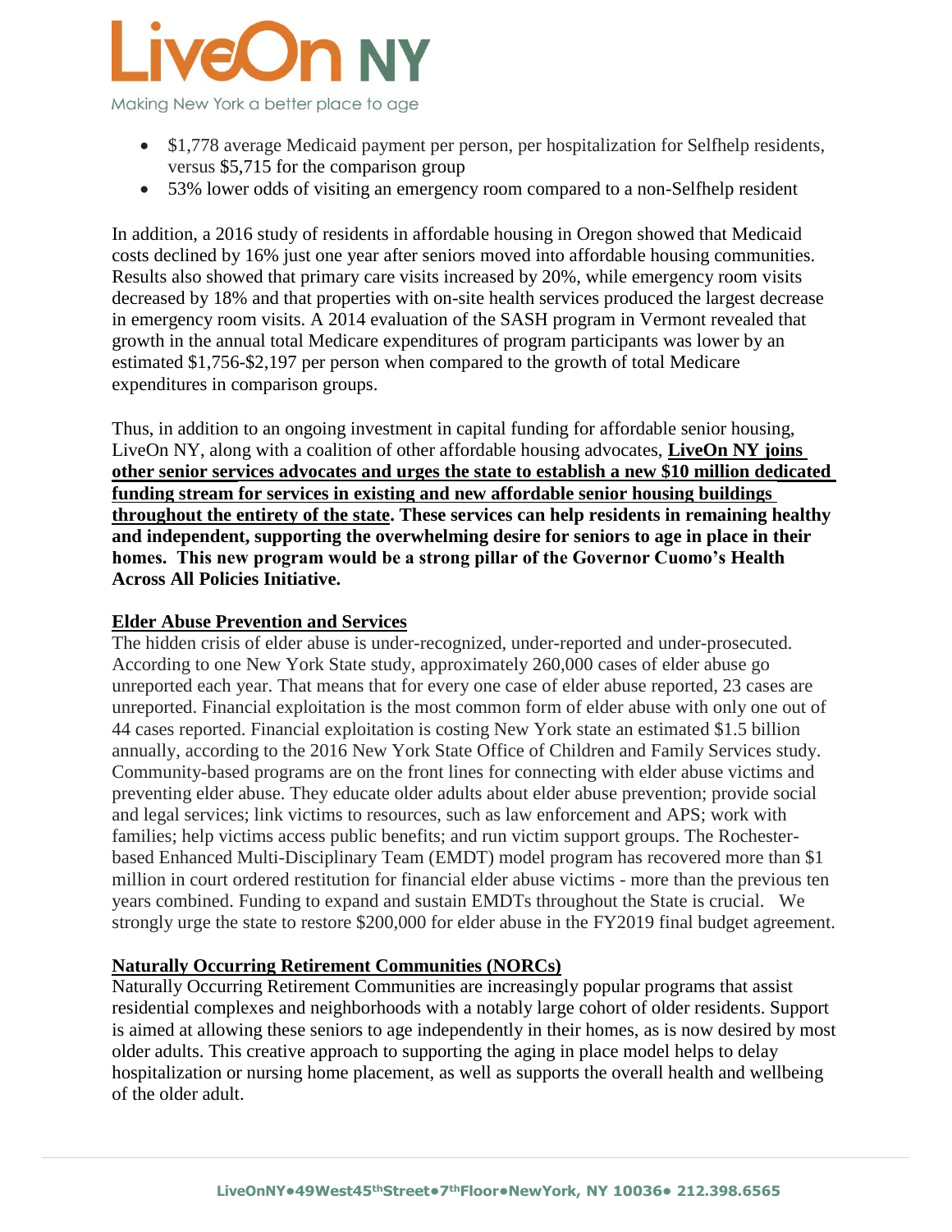- $1,778 average Medicaid payment per person, per hospitalization for Selfhelp residents, versus $5,715 for the comparison group
- 53% lower odds of visiting an emergency room compared to a non-Selfhelp resident

In addition, a 2016 study of residents in affordable housing in Oregon showed that Medicaid costs declined by 16% just one year after seniors moved into affordable housing communities. Results also showed that primary care visits increased by 20%, while emergency room visits decreased by 18% and that properties with on-site health services produced the largest decrease in emergency room visits. A 2014 evaluation of the SASH program in Vermont revealed that growth in the annual total Medicare expenditures of program participants was lower by an estimated $1,756-$2,197 per person when compared to the growth of total Medicare expenditures in comparison groups.

Thus, in addition to an ongoing investment in capital funding for affordable senior housing, LiveOn NY, along with a coalition of other affordable housing advocates, **LiveOn NY joins other senior services advocates and urges the state to establish a new $10 million dedicated funding stream for services in existing and new affordable senior housing buildings throughout the entirety of the state. These services can help residents in remaining healthy and independent, supporting the overwhelming desire for seniors to age in place in their homes. This new program would be a strong pillar of the Governor Cuomo's Health Across All Policies Initiative.**

## Elder Abuse Prevention and Services

The hidden crisis of elder abuse is under-recognized, under-reported and under-prosecuted. According to one New York State study, approximately 260,000 cases of elder abuse go unreported each year. That means that for every one case of elder abuse reported, 23 cases are unreported. Financial exploitation is the most common form of elder abuse with only one out of 44 cases reported. Financial exploitation is costing New York state an estimated $1.5 billion annually, according to the 2016 New York State Office of Children and Family Services study. Community-based programs are on the front lines for connecting with elder abuse victims and preventing elder abuse. They educate older adults about elder abuse prevention; provide social and legal services; link victims to resources, such as law enforcement and APS; work with families; help victims access public benefits; and run victim support groups. The Rochester-based Enhanced Multi-Disciplinary Team (EMDT) model program has recovered more than $1 million in court ordered restitution for financial elder abuse victims - more than the previous ten years combined. Funding to expand and sustain EMDTs throughout the State is crucial. We strongly urge the state to restore $200,000 for elder abuse in the FY2019 final budget agreement.

## Naturally Occurring Retirement Communities (NORCs)

Naturally Occurring Retirement Communities are increasingly popular programs that assist residential complexes and neighborhoods with a notably large cohort of older residents. Support is aimed at allowing these seniors to age independently in their homes, as is now desired by most older adults. This creative approach to supporting the aging in place model helps to delay hospitalization or nursing home placement, as well as supports the overall health and wellbeing of the older adult.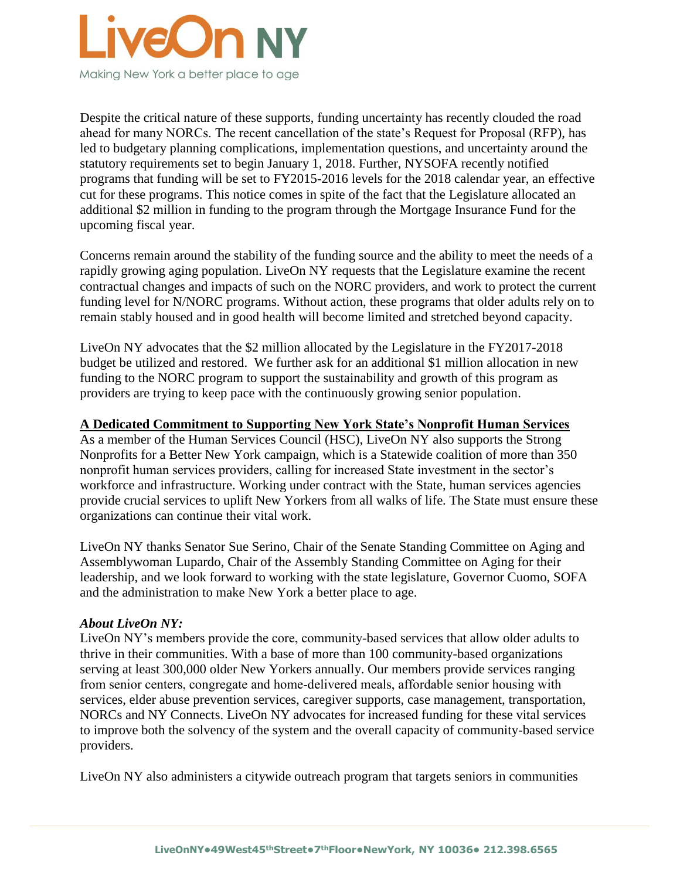Despite the critical nature of these supports, funding uncertainty has recently clouded the road ahead for many NORCs. The recent cancellation of the state's Request for Proposal (RFP), has led to budgetary planning complications, implementation questions, and uncertainty around the statutory requirements set to begin January 1, 2018. Further, NYSOFA recently notified programs that funding will be set to FY2015-2016 levels for the 2018 calendar year, an effective cut for these programs. This notice comes in spite of the fact that the Legislature allocated an additional $2 million in funding to the program through the Mortgage Insurance Fund for the upcoming fiscal year.

Concerns remain around the stability of the funding source and the ability to meet the needs of a rapidly growing aging population. LiveOn NY requests that the Legislature examine the recent contractual changes and impacts of such on the NORC providers, and work to protect the current funding level for N/NORC programs. Without action, these programs that older adults rely on to remain stably housed and in good health will become limited and stretched beyond capacity.

LiveOn NY advocates that the $2 million allocated by the Legislature in the FY2017-2018 budget be utilized and restored. We further ask for an additional $1 million allocation in new funding to the NORC program to support the sustainability and growth of this program as providers are trying to keep pace with the continuously growing senior population.

**<u>A Dedicated Commitment to Supporting New York State's Nonprofit Human Services</u>**

As a member of the Human Services Council (HSC), LiveOn NY also supports the Strong Nonprofits for a Better New York campaign, which is a Statewide coalition of more than 350 nonprofit human services providers, calling for increased State investment in the sector's workforce and infrastructure. Working under contract with the State, human services agencies provide crucial services to uplift New Yorkers from all walks of life. The State must ensure these organizations can continue their vital work.

LiveOn NY thanks Senator Sue Serino, Chair of the Senate Standing Committee on Aging and Assemblywoman Lupardo, Chair of the Assembly Standing Committee on Aging for their leadership, and we look forward to working with the state legislature, Governor Cuomo, SOFA and the administration to make New York a better place to age.

***About LiveOn NY:***

LiveOn NY's members provide the core, community-based services that allow older adults to thrive in their communities. With a base of more than 100 community-based organizations serving at least 300,000 older New Yorkers annually. Our members provide services ranging from senior centers, congregate and home-delivered meals, affordable senior housing with services, elder abuse prevention services, caregiver supports, case management, transportation, NORCs and NY Connects. LiveOn NY advocates for increased funding for these vital services to improve both the solvency of the system and the overall capacity of community-based service providers.

LiveOn NY also administers a citywide outreach program that targets seniors in communities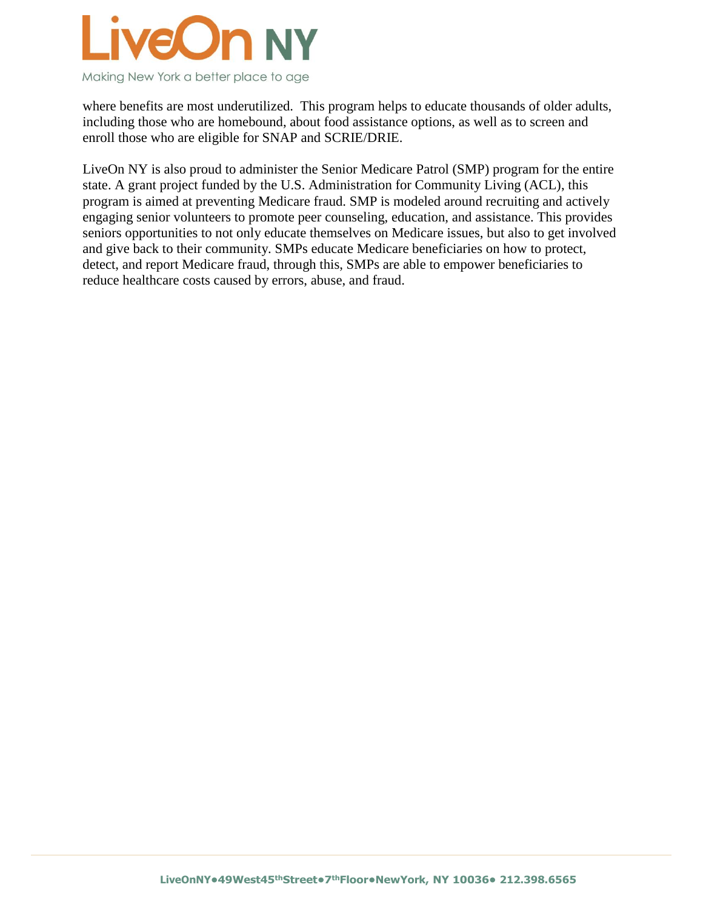where benefits are most underutilized. This program helps to educate thousands of older adults, including those who are homebound, about food assistance options, as well as to screen and enroll those who are eligible for SNAP and SCRIE/DRIE.

LiveOn NY is also proud to administer the Senior Medicare Patrol (SMP) program for the entire state. A grant project funded by the U.S. Administration for Community Living (ACL), this program is aimed at preventing Medicare fraud. SMP is modeled around recruiting and actively engaging senior volunteers to promote peer counseling, education, and assistance. This provides seniors opportunities to not only educate themselves on Medicare issues, but also to get involved and give back to their community. SMPs educate Medicare beneficiaries on how to protect, detect, and report Medicare fraud, through this, SMPs are able to empower beneficiaries to reduce healthcare costs caused by errors, abuse, and fraud.